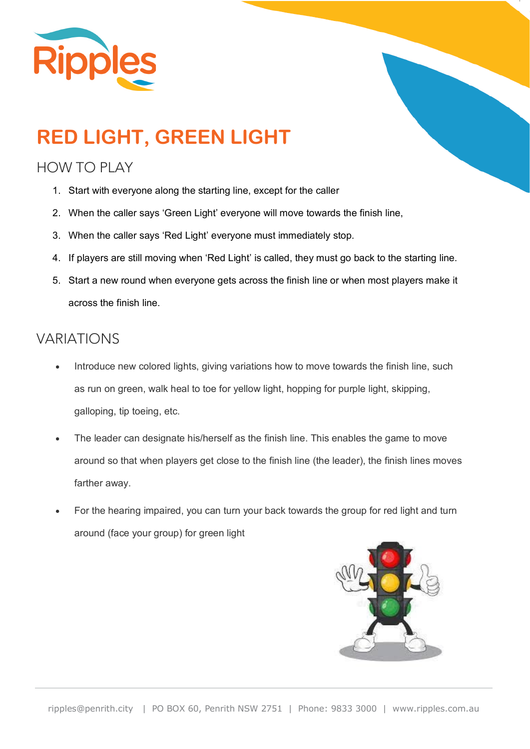# RED LIGHT, GREEN LIGHT

## HOW TO PLAY

1. Start with everyone along the starting line, except for the caller
2. When the caller says 'Green Light' everyone will move towards the finish line,
3. When the caller says 'Red Light' everyone must immediately stop.
4. If players are still moving when 'Red Light' is called, they must go back to the starting line.
5. Start a new round when everyone gets across the finish line or when most players make it across the finish line.

## VARIATIONS

- Introduce new colored lights, giving variations how to move towards the finish line, such as run on green, walk heal to toe for yellow light, hopping for purple light, skipping, galloping, tip toeing, etc.
- The leader can designate his/herself as the finish line. This enables the game to move around so that when players get close to the finish line (the leader), the finish lines moves farther away.
- For the hearing impaired, you can turn your back towards the group for red light and turn around (face your group) for green light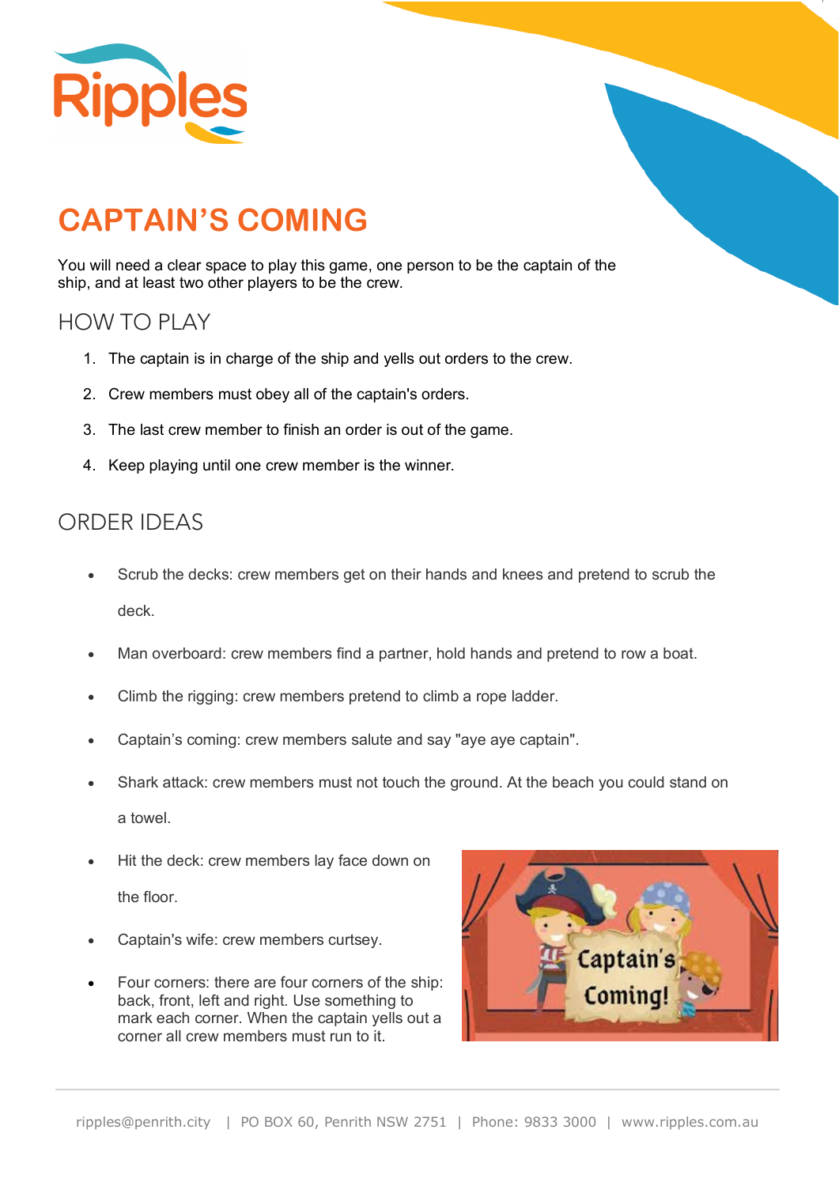# CAPTAIN'S COMING

You will need a clear space to play this game, one person to be the captain of the ship, and at least two other players to be the crew.

## HOW TO PLAY

1. The captain is in charge of the ship and yells out orders to the crew.
2. Crew members must obey all of the captain's orders.
3. The last crew member to finish an order is out of the game.
4. Keep playing until one crew member is the winner.

## ORDER IDEAS

- Scrub the decks: crew members get on their hands and knees and pretend to scrub the deck.
- Man overboard: crew members find a partner, hold hands and pretend to row a boat.
- Climb the rigging: crew members pretend to climb a rope ladder.
- Captain's coming: crew members salute and say "aye aye captain".
- Shark attack: crew members must not touch the ground. At the beach you could stand on a towel.
- Hit the deck: crew members lay face down on the floor.
- Captain's wife: crew members curtsey.
- Four corners: there are four corners of the ship: back, front, left and right. Use something to mark each corner. When the captain yells out a corner all crew members must run to it.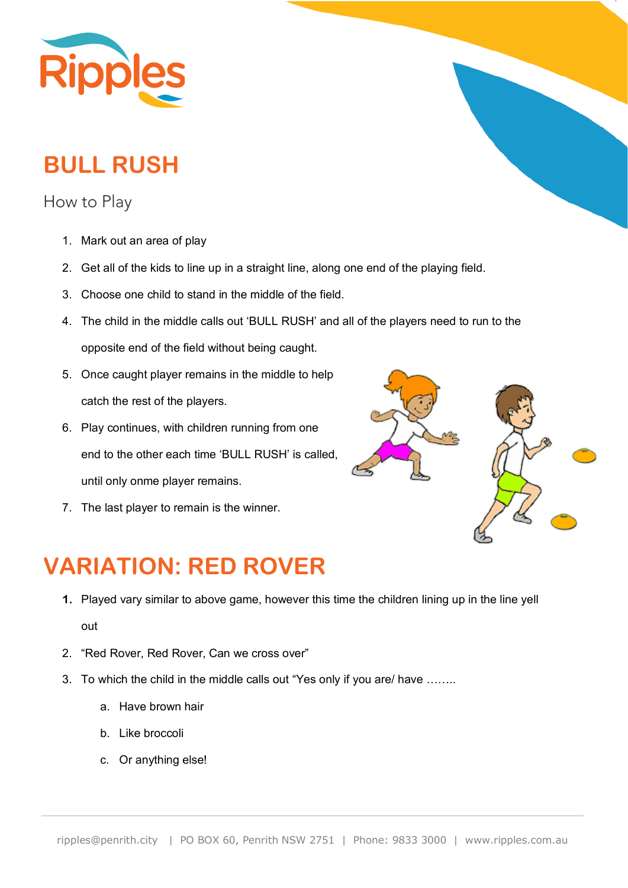Ripples

# BULL RUSH

## How to Play

1. Mark out an area of play
2. Get all of the kids to line up in a straight line, along one end of the playing field.
3. Choose one child to stand in the middle of the field.
4. The child in the middle calls out 'BULL RUSH' and all of the players need to run to the opposite end of the field without being caught.
5. Once caught player remains in the middle to help catch the rest of the players.
6. Play continues, with children running from one end to the other each time 'BULL RUSH' is called, until only onme player remains.
7. The last player to remain is the winner.

# VARIATION: RED ROVER

1. Played vary similar to above game, however this time the children lining up in the line yell out
2. "Red Rover, Red Rover, Can we cross over"
3. To which the child in the middle calls out "Yes only if you are/ have ……..
   a. Have brown hair
   b. Like broccoli
   c. Or anything else!

ripples@penrith.city | PO BOX 60, Penrith NSW 2751 | Phone: 9833 3000 | www.ripples.com.au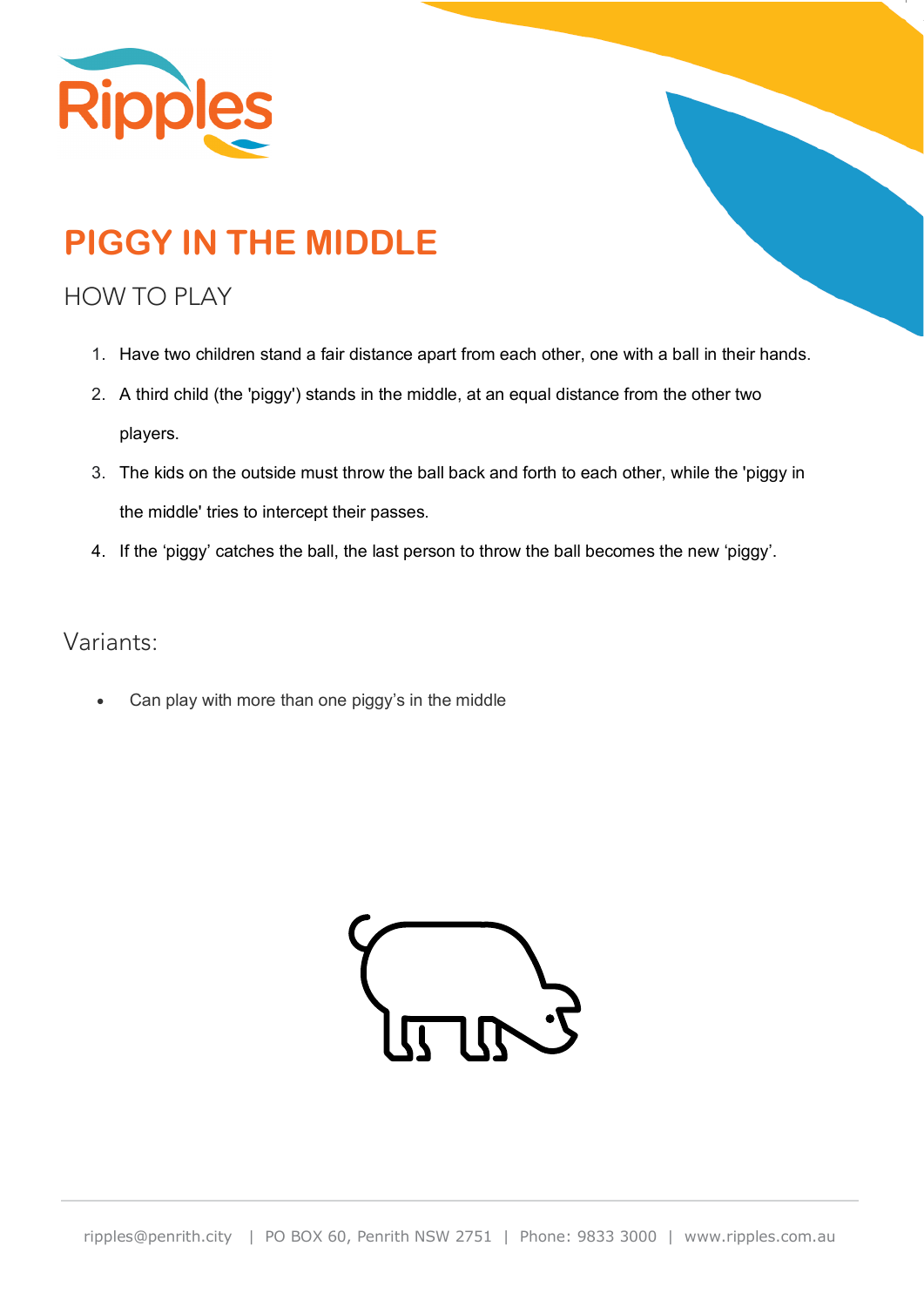# PIGGY IN THE MIDDLE

## HOW TO PLAY

1. Have two children stand a fair distance apart from each other, one with a ball in their hands.
2. A third child (the 'piggy') stands in the middle, at an equal distance from the other two players.
3. The kids on the outside must throw the ball back and forth to each other, while the 'piggy in the middle' tries to intercept their passes.
4. If the 'piggy' catches the ball, the last person to throw the ball becomes the new 'piggy'.

## Variants:

- Can play with more than one piggy's in the middle